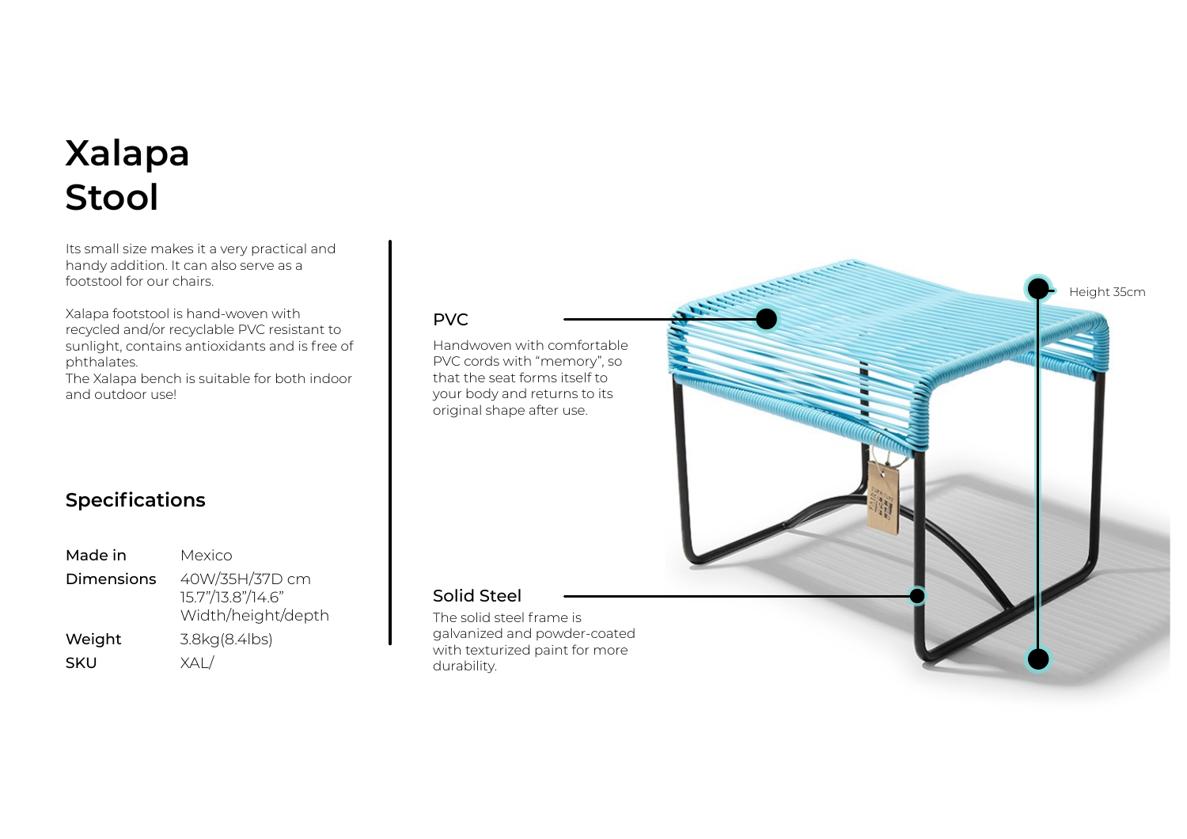# Xalapa Stool

Its small size makes it a very practical and handy addition. It can also serve as a footstool for our chairs.

Xalapa footstool is hand-woven with recycled and/or recyclable PVC resistant to sunlight, contains antioxidants and is free of phthalates.
The Xalapa bench is suitable for both indoor and outdoor use!

## Specifications

| | |
|---|---|
| Made in | Mexico |
| Dimensions | 40W/35H/37D cm<br>15.7"/13.8"/14.6"<br>Width/height/depth |
| Weight | 3.8kg(8.4lbs) |
| SKU | XAL/ |

### PVC

Handwoven with comfortable PVC cords with "memory", so that the seat forms itself to your body and returns to its original shape after use.

### Solid Steel

The solid steel frame is galvanized and powder-coated with texturized paint for more durability.

Height 35cm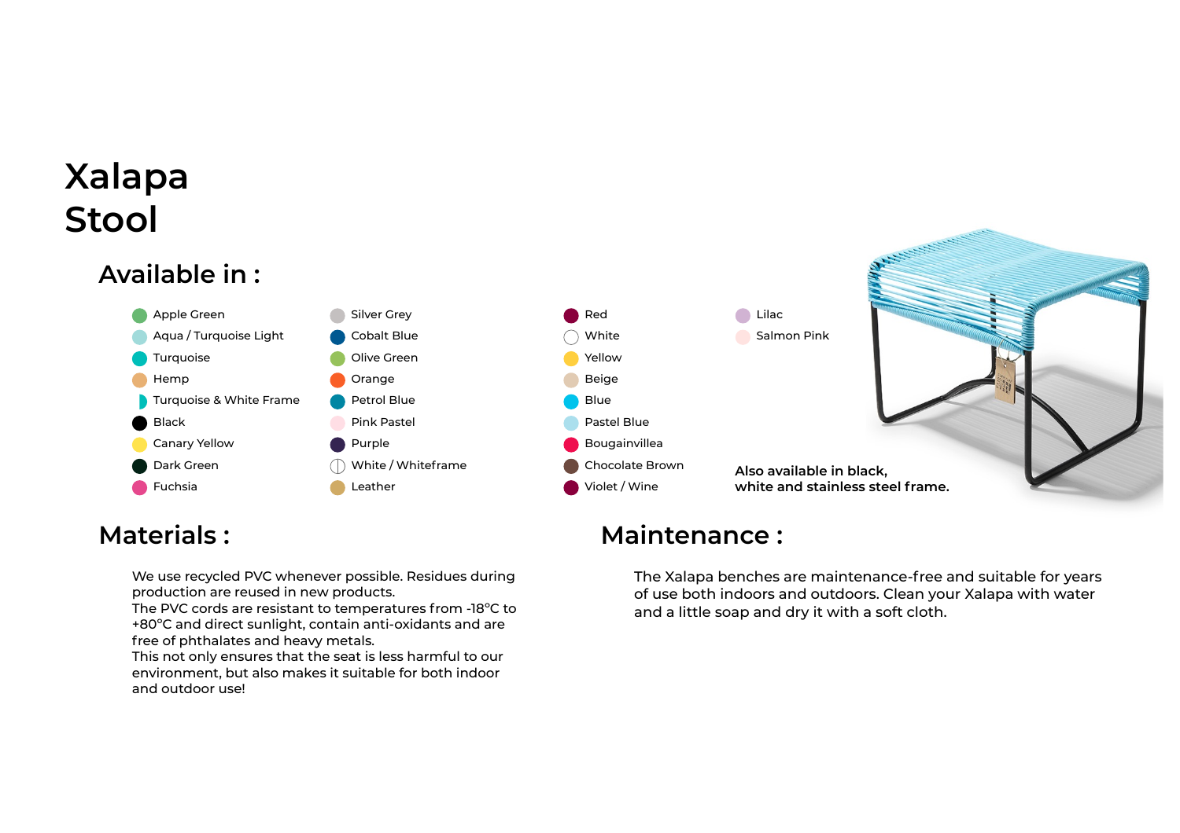# Xalapa Stool

## Available in :

- Apple Green
- Aqua / Turquoise Light
- Turquoise
- Hemp
- Turquoise & White Frame
- Black
- Canary Yellow
- Dark Green
- Fuchsia
- Silver Grey
- Cobalt Blue
- Olive Green
- Orange
- Petrol Blue
- Pink Pastel
- Purple
- White / Whiteframe
- Leather
- Red
- White
- Yellow
- Beige
- Blue
- Pastel Blue
- Bougainvillea
- Chocolate Brown
- Violet / Wine
- Lilac
- Salmon Pink

**Also available in black, white and stainless steel frame.**

## Materials :

We use recycled PVC whenever possible. Residues during production are reused in new products.
The PVC cords are resistant to temperatures from -18°C to +80°C and direct sunlight, contain anti-oxidants and are free of phthalates and heavy metals.
This not only ensures that the seat is less harmful to our environment, but also makes it suitable for both indoor and outdoor use!

## Maintenance :

The Xalapa benches are maintenance-free and suitable for years of use both indoors and outdoors. Clean your Xalapa with water and a little soap and dry it with a soft cloth.